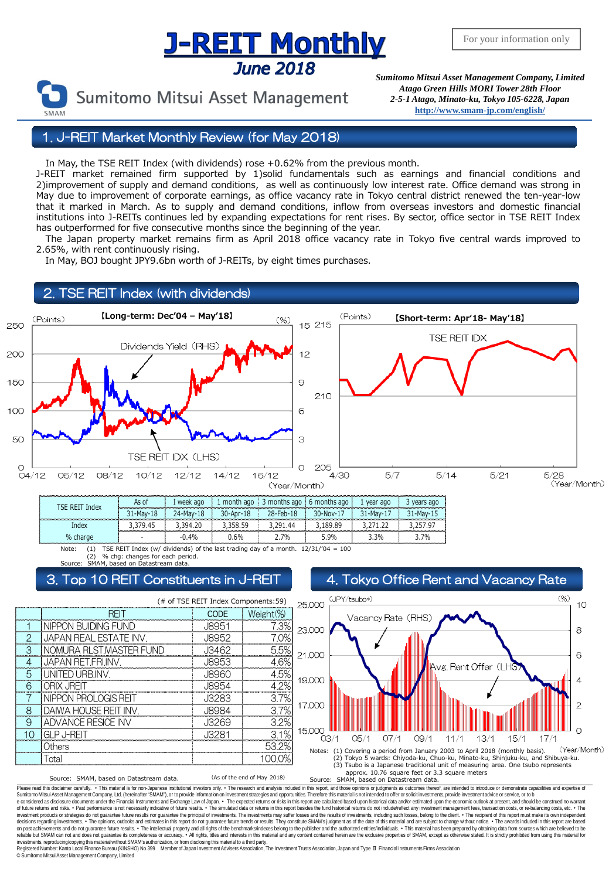# J-REIT Monthly

## June 2018

For your information only

Sumitomo Mitsui Asset Management

*Sumitomo Mitsui Asset Management Company, Limited*
*Atago Green Hills MORI Tower 28th Floor*
*2-5-1 Atago, Minato-ku, Tokyo 105-6228, Japan*
http://www.smam-jp.com/english/

## 1. J-REIT Market Monthly Review (for May 2018)

In May, the TSE REIT Index (with dividends) rose +0.62% from the previous month.
J-REIT market remained firm supported by 1)solid fundamentals such as earnings and financial conditions and 2)improvement of supply and demand conditions, as well as continuously low interest rate. Office demand was strong in May due to improvement of corporate earnings, as office vacancy rate in Tokyo central district renewed the ten-year-low that it marked in March. As to supply and demand conditions, inflow from overseas investors and domestic financial institutions into J-REITs continues led by expanding expectations for rent rises. By sector, office sector in TSE REIT Index has outperformed for five consecutive months since the beginning of the year.
The Japan property market remains firm as April 2018 office vacancy rate in Tokyo five central wards improved to 2.65%, with rent continuously rising.
In May, BOJ bought JPY9.6bn worth of J-REITs, by eight times purchases.

## 2. TSE REIT Index (with dividends)

【Long-term: Dec'04 – May'18】 (Points) / (%) — Dividends Yield (RHS); TSE REIT IDX (LHS) — (Year/Month)

【Short-term: Apr'18- May'18】 (Points) — TSE REIT IDX — (Year/Month)

| TSE REIT Index | As of | 1 week ago | 1 month ago | 3 months ago | 6 months ago | 1 year ago | 3 years ago |
|---|---|---|---|---|---|---|---|
| | 31-May-18 | 24-May-18 | 30-Apr-18 | 28-Feb-18 | 30-Nov-17 | 31-May-17 | 31-May-15 |
| Index | 3,379.45 | 3,394.20 | 3,358.59 | 3,291.44 | 3,189.89 | 3,271.22 | 3,257.97 |
| % charge | - | -0.4% | 0.6% | 2.7% | 5.9% | 3.3% | 3.7% |

Note: (1) TSE REIT Index (w/ dividends) of the last trading day of a month. 12/31/'04 = 100
(2) % chg: changes for each period.
Source: SMAM, based on Datastream data.

## 3. Top 10 REIT Constituents in J-REIT

(# of TSE REIT Index Components:59)

| | REIT | CODE | Weight(%) |
|---|---|---|---|
| 1 | NIPPON BUIDING FUND | J8951 | 7.3% |
| 2 | JAPAN REAL ESTATE INV. | J8952 | 7.0% |
| 3 | NOMURA RLST.MASTER FUND | J3462 | 5.5% |
| 4 | JAPAN RET.FRI.INV. | J8953 | 4.6% |
| 5 | UNITED URB.INV. | J8960 | 4.5% |
| 6 | ORIX JREIT | J8954 | 4.2% |
| 7 | NIPPON PROLOGIS REIT | J3283 | 3.7% |
| 8 | DAIWA HOUSE REIT INV. | J8984 | 3.7% |
| 9 | ADVANCE RESICE INV | J3269 | 3.2% |
| 10 | GLP J-REIT | J3281 | 3.1% |
| | Others | | 53.2% |
| | Total | | 100.0% |

Source: SMAM, based on Datastream data. (As of the end of May 2018)

## 4. Tokyo Office Rent and Vacancy Rate

(JPY/tsubo*) / (%) — Vacancy Rate (RHS); Avg. Rent Offer (LHS) — (Year/Month)

Notes: (1) Covering a period from January 2003 to April 2018 (monthly basis).
(2) Tokyo 5 wards: Chiyoda-ku, Chuo-ku, Minato-ku, Shinjuku-ku, and Shibuya-ku.
(3) Tsubo is a Japanese traditional unit of measuring area. One tsubo represents approx. 10.76 square feet or 3.3 square meters
Source: SMAM, based on Datastream data.

Please read this disclaimer carefully. • This material is for non-Japanese institutional investors only. • The research and analysis included in this report, and those opinions or judgments as outcomes thereof, are intended to introduce or demonstrate capabilities and expertise of Sumitomo Mitsui Asset Management Company, Ltd. (hereinafter "SMAM"), or to provide information on investment strategies and opportunities. Therefore this material is not intended to offer or solicit investments, provide investment advice or service, or to be considered as disclosure documents under the Financial Instruments and Exchange Law of Japan. • The expected returns or risks in this report are calculated based upon historical data and/or estimated upon the economic outlook at present, and should be construed no warrant of future returns and risks. • Past performance is not necessarily indicative of future results. • The simulated data or returns in this report besides the fund historical returns do not include/reflect any investment management fees, transaction costs, or re-balancing costs, etc. • The investment products or strategies do not guarantee future results nor guarantee the principal of investments. The investments may suffer losses and the results of investments, including such losses, belong to the client. • The recipient of this report must make its own independent decisions regarding investments. • The opinions, outlooks and estimates in this report do not guarantee future trends or results. They constitute SMAM's judgment as of the date of this material and are subject to change without notice. • The awards included in this report are based on past achievements and do not guarantee future results. • The intellectual property and all rights of the benchmarks/indexes belong to the publisher and the authorized entities/individuals. • This material has been prepared by obtaining data from sources which are believed to be reliable but SMAM can not and does not guarantee its completeness or accuracy. • All rights, titles and interests in this material and any content contained herein are the exclusive properties of SMAM, except as otherwise stated. It is strictly prohibited from using this material for investments, reproducing/copying this material without SMAM's authorization, or from disclosing this material to a third party.
Registered Number: Kanto Local Finance Bureau (KINSHO) No.399 Member of Japan Investment Advisers Association, The Investment Trusts Association, Japan and Type Ⅱ Financial Instruments Firms Association
© Sumitomo Mitsui Asset Management Company, Limited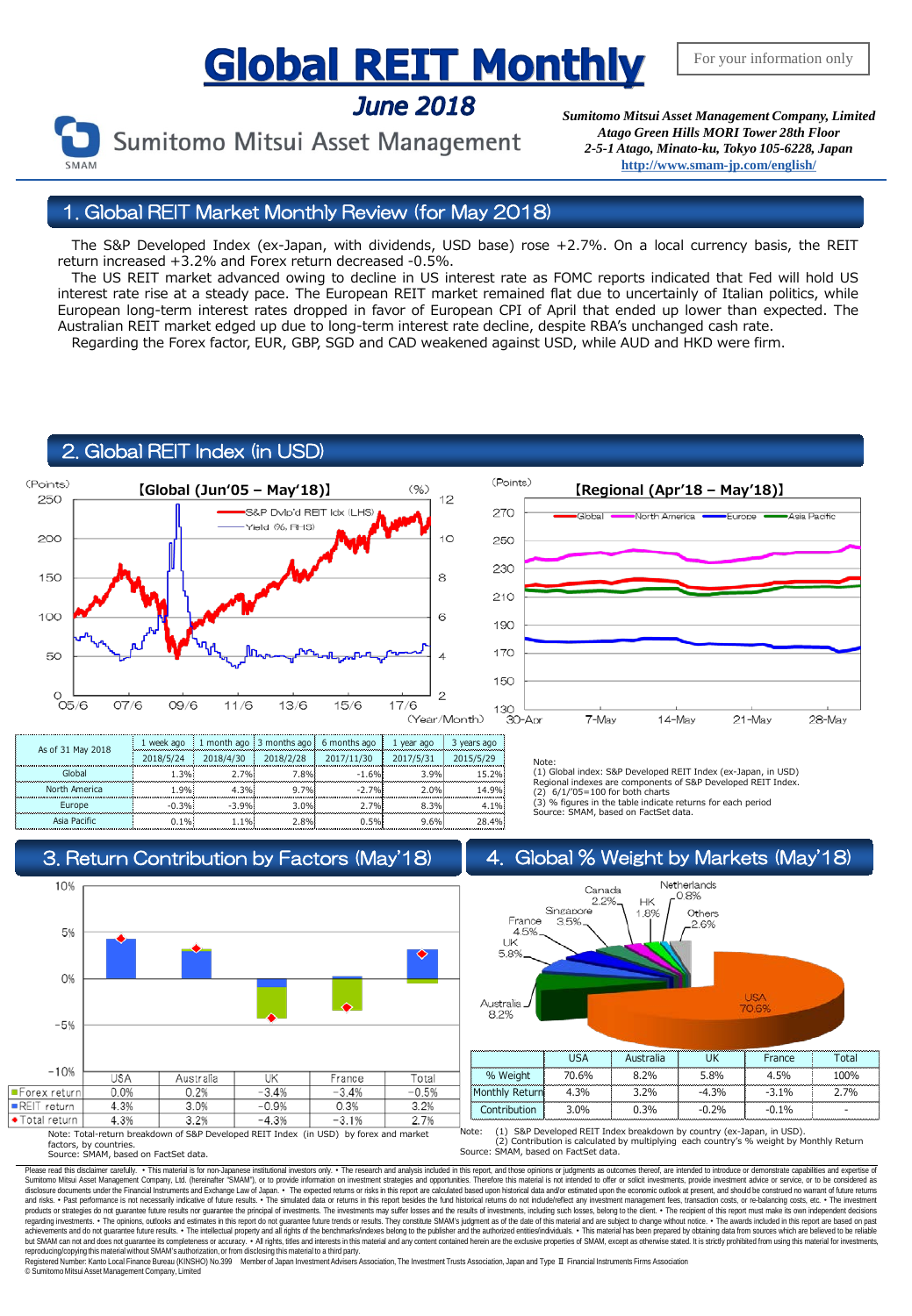# Global REIT Monthly

## June 2018

For your information only

Sumitomo Mitsui Asset Management

SMAM

*Sumitomo Mitsui Asset Management Company, Limited*
*Atago Green Hills MORI Tower 28th Floor*
*2-5-1 Atago, Minato-ku, Tokyo 105-6228, Japan*
http://www.smam-jp.com/english/

## 1. Global REIT Market Monthly Review (for May 2018)

The S&P Developed Index (ex-Japan, with dividends, USD base) rose +2.7%. On a local currency basis, the REIT return increased +3.2% and Forex return decreased -0.5%.

The US REIT market advanced owing to decline in US interest rate as FOMC reports indicated that Fed will hold US interest rate rise at a steady pace. The European REIT market remained flat due to uncertainly of Italian politics, while European long-term interest rates dropped in favor of European CPI of April that ended up lower than expected. The Australian REIT market edged up due to long-term interest rate decline, despite RBA's unchanged cash rate.

Regarding the Forex factor, EUR, GBP, SGD and CAD weakened against USD, while AUD and HKD were firm.

## 2. Global REIT Index (in USD)

【Global (Jun'05 – May'18)】

(Points)
250
200
150
100
50
0
(%)
12
10
8
6
4
2
S&P Dvlp'd REIT Idx (LHS)
Yield (%, RHS)
05/6 07/6 09/6 11/6 13/6 15/6 17/6
(Year/Month)

【Regional (Apr'18 – May'18)】

(Points)
270
250
230
210
190
170
150
130
Global
North America
Europe
Asia Pacific
30-Apr 7-May 14-May 21-May 28-May

| As of 31 May 2018 | 1 week ago | 1 month ago | 3 months ago | 6 months ago | 1 year ago | 3 years ago |
|---|---|---|---|---|---|---|
| | 2018/5/24 | 2018/4/30 | 2018/2/28 | 2017/11/30 | 2017/5/31 | 2015/5/29 |
| Global | 1.3% | 2.7% | 7.8% | -1.6% | 3.9% | 15.2% |
| North America | 1.9% | 4.3% | 9.7% | -2.7% | 2.0% | 14.9% |
| Europe | -0.3% | -3.9% | 3.0% | 2.7% | 8.3% | 4.1% |
| Asia Pacific | 0.1% | 1.1% | 2.8% | 0.5% | 9.6% | 28.4% |

Note:
(1) Global index: S&P Developed REIT Index (ex-Japan, in USD)
Regional indexes are components of S&P Developed REIT Index.
(2) 6/1/'05=100 for both charts
(3) % figures in the table indicate returns for each period
Source: SMAM, based on FactSet data.

## 3. Return Contribution by Factors (May'18)

10%
5%
0%
-5%
-10%

| | USA | Australia | UK | France | Total |
|---|---|---|---|---|---|
| Forex return | 0.0% | 0.2% | -3.4% | -3.4% | -0.5% |
| REIT return | 4.3% | 3.0% | -0.9% | 0.3% | 3.2% |
| Total return | 4.3% | 3.2% | -4.3% | -3.1% | 2.7% |

Note: Total-return breakdown of S&P Developed REIT Index (in USD) by forex and market factors, by countries.
Source: SMAM, based on FactSet data.

## 4. Global % Weight by Markets (May'18)

Canada 2.2%
HK 1.8%
Netherlands 0.8%
Others 2.6%
Singapore 3.5%
France 4.5%
UK 5.8%
Australia 8.2%
USA 70.6%

| | USA | Australia | UK | France | Total |
|---|---|---|---|---|---|
| % Weight | 70.6% | 8.2% | 5.8% | 4.5% | 100% |
| Monthly Return | 4.3% | 3.2% | -4.3% | -3.1% | 2.7% |
| Contribution | 3.0% | 0.3% | -0.2% | -0.1% | - |

Note: (1) S&P Developed REIT Index breakdown by country (ex-Japan, in USD).
(2) Contribution is calculated by multiplying each country's % weight by Monthly Return
Source: SMAM, based on FactSet data.

Please read this disclaimer carefully. • This material is for non-Japanese institutional investors only. • The research and analysis included in this report, and those opinions or judgments as outcomes thereof, are intended to introduce or demonstrate capabilities and expertise of Sumitomo Mitsui Asset Management Company, Ltd. (hereinafter "SMAM"), or to provide information on investment strategies and opportunities. Therefore this material is not intended to offer or solicit investments, provide investment advice or service, or to be considered as disclosure documents under the Financial Instruments and Exchange Law of Japan. • The expected returns or risks in this report are calculated based upon historical data and/or estimated upon the economic outlook at present, and should be construed no warrant of future returns and risks. • Past performance is not necessarily indicative of future results. • The simulated data or returns in this report besides the fund historical returns do not include/reflect any investment management fees, transaction costs, or re-balancing costs, etc. • The investment products or strategies do not guarantee future results nor guarantee the principal of investments. The investments may suffer losses and the results of investments, including such losses, belong to the client. • The recipient of this report must make its own independent decisions regarding investments. • The opinions, outlooks and estimates in this report do not guarantee future trends or results. They constitute SMAM's judgment as of the date of this material and are subject to change without notice. • The awards included in this report are based on past achievements and do not guarantee future results. • The intellectual property and all rights of the benchmarks/indexes belong to the publisher and the authorized entities/individuals. • This material has been prepared by obtaining data from sources which are believed to be reliable but SMAM can not and does not guarantee its completeness or accuracy. • All rights, titles and interests in this material and any content contained herein are the exclusive properties of SMAM, except as otherwise stated. It is strictly prohibited from using this material for investments, reproducing/copying this material without SMAM's authorization, or from disclosing this material to a third party.
Registered Number: Kanto Local Finance Bureau (KINSHO) No.399 Member of Japan Investment Advisers Association, The Investment Trusts Association, Japan and Type Ⅱ Financial Instruments Firms Association
© Sumitomo Mitsui Asset Management Company, Limited